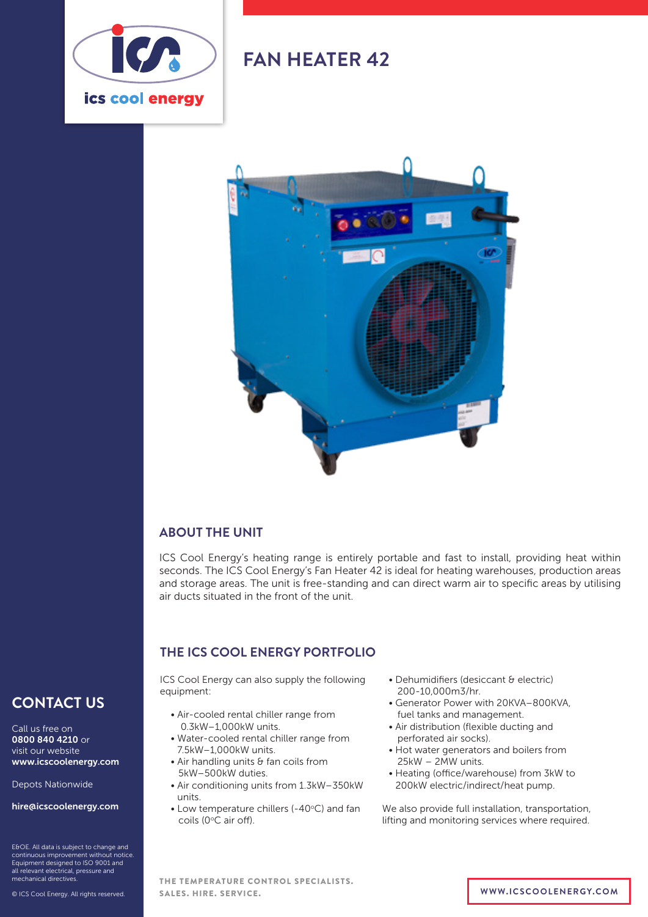# FAN HEATER 42

## ABOUT THE UNIT

ICS Cool Energy's heating range is entirely portable and fast to install, providing heat within seconds. The ICS Cool Energy's Fan Heater 42 is ideal for heating warehouses, production areas and storage areas. The unit is free-standing and can direct warm air to specific areas by utilising air ducts situated in the front of the unit.

## THE ICS COOL ENERGY PORTFOLIO

ICS Cool Energy can also supply the following equipment:

- Air-cooled rental chiller range from 0.3kW–1,000kW units.
- Water-cooled rental chiller range from 7.5kW–1,000kW units.
- Air handling units & fan coils from 5kW–500kW duties.
- Air conditioning units from 1.3kW–350kW units.
- Low temperature chillers (-40°C) and fan coils (0°C air off).
- Dehumidifiers (desiccant & electric) 200-10,000m3/hr.
- Generator Power with 20KVA–800KVA, fuel tanks and management.
- Air distribution (flexible ducting and perforated air socks).
- Hot water generators and boilers from 25kW – 2MW units.
- Heating (office/warehouse) from 3kW to 200kW electric/indirect/heat pump.

We also provide full installation, transportation, lifting and monitoring services where required.

## CONTACT US

Call us free on **0800 840 4210** or visit our website **www.icscoolenergy.com**

Depots Nationwide

**hire@icscoolenergy.com**

E&OE. All data is subject to change and continuous improvement without notice. Equipment designed to ISO 9001 and all relevant electrical, pressure and mechanical directives.

© ICS Cool Energy. All rights reserved.

THE TEMPERATURE CONTROL SPECIALISTS.
SALES. HIRE. SERVICE.

WWW.ICSCOOLENERGY.COM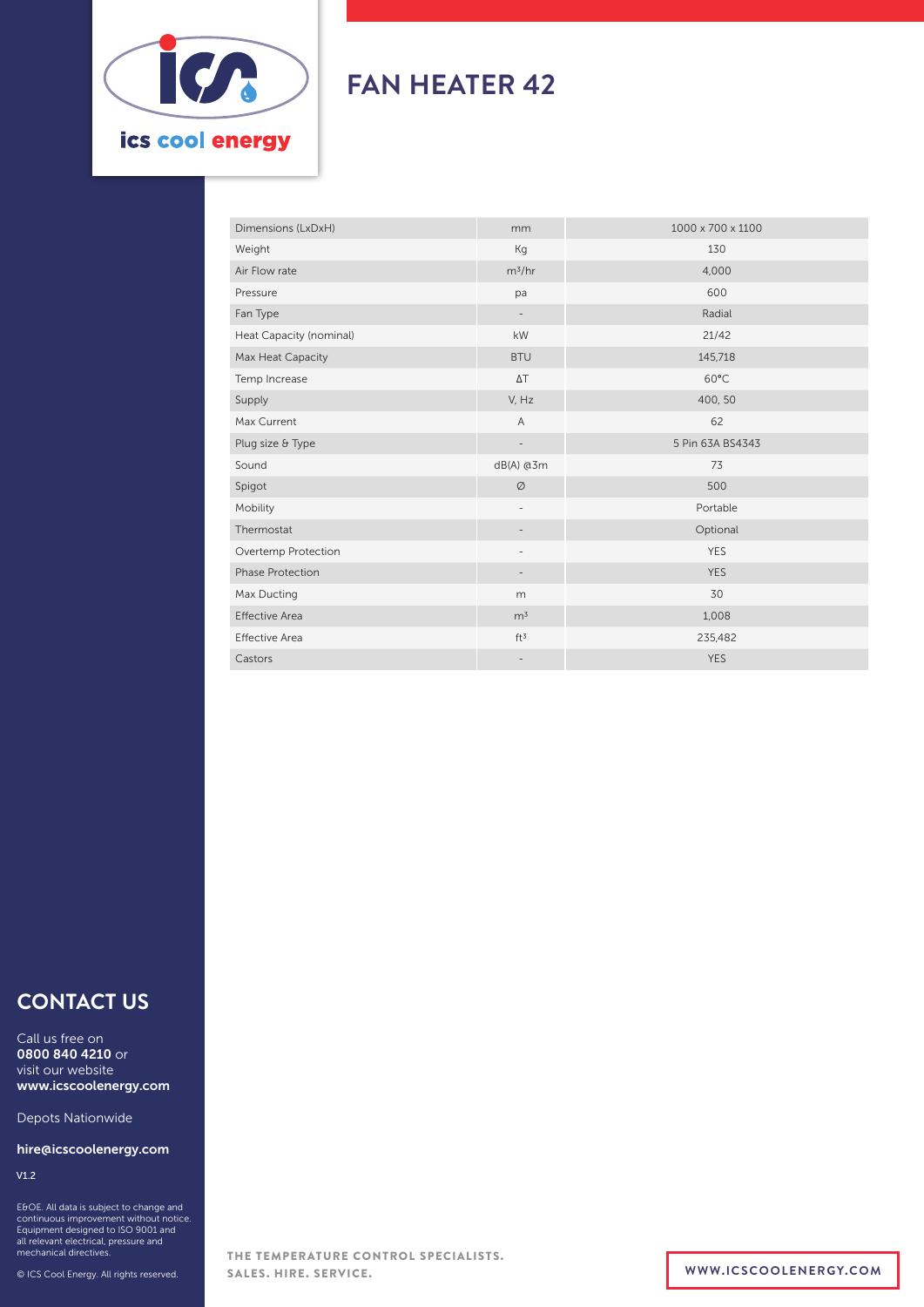# FAN HEATER 42

| | | |
|---|---|---|
| Dimensions (LxDxH) | mm | 1000 x 700 x 1100 |
| Weight | Kg | 130 |
| Air Flow rate | $m^3$/hr | 4,000 |
| Pressure | pa | 600 |
| Fan Type | - | Radial |
| Heat Capacity (nominal) | kW | 21/42 |
| Max Heat Capacity | BTU | 145,718 |
| Temp Increase | ΔT | 60°C |
| Supply | V, Hz | 400, 50 |
| Max Current | A | 62 |
| Plug size & Type | - | 5 Pin 63A BS4343 |
| Sound | dB(A) @3m | 73 |
| Spigot | ∅ | 500 |
| Mobility | - | Portable |
| Thermostat | - | Optional |
| Overtemp Protection | - | YES |
| Phase Protection | - | YES |
| Max Ducting | m | 30 |
| Effective Area | $m^3$ | 1,008 |
| Effective Area | $ft^3$ | 235,482 |
| Castors | - | YES |

## CONTACT US

Call us free on **0800 840 4210** or visit our website **www.icscoolenergy.com**

Depots Nationwide

**hire@icscoolenergy.com**

V1.2

E&OE. All data is subject to change and continuous improvement without notice. Equipment designed to ISO 9001 and all relevant electrical, pressure and mechanical directives.

© ICS Cool Energy. All rights reserved.

THE TEMPERATURE CONTROL SPECIALISTS.
SALES. HIRE. SERVICE.

WWW.ICSCOOLENERGY.COM